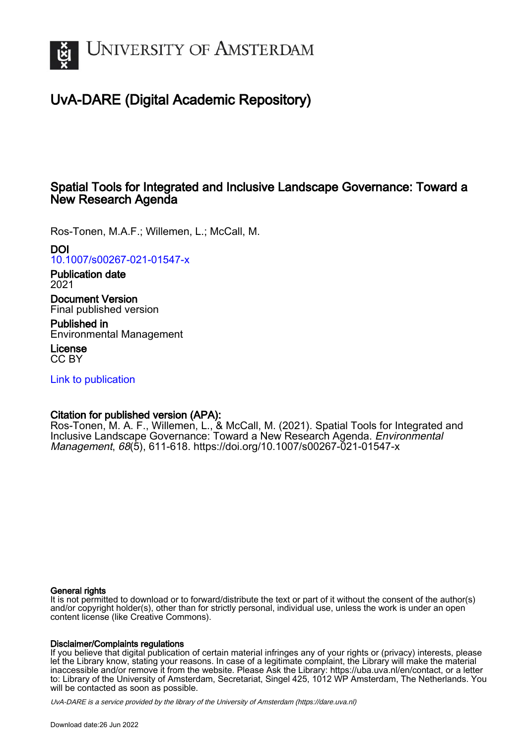University of Amsterdam

# UvA-DARE (Digital Academic Repository)

## Spatial Tools for Integrated and Inclusive Landscape Governance: Toward a New Research Agenda

Ros-Tonen, M.A.F.; Willemen, L.; McCall, M.

**DOI**
10.1007/s00267-021-01547-x

**Publication date**
2021

**Document Version**
Final published version

**Published in**
Environmental Management

**License**
CC BY

Link to publication

**Citation for published version (APA):**
Ros-Tonen, M. A. F., Willemen, L., & McCall, M. (2021). Spatial Tools for Integrated and Inclusive Landscape Governance: Toward a New Research Agenda. *Environmental Management*, *68*(5), 611-618. https://doi.org/10.1007/s00267-021-01547-x

**General rights**
It is not permitted to download or to forward/distribute the text or part of it without the consent of the author(s) and/or copyright holder(s), other than for strictly personal, individual use, unless the work is under an open content license (like Creative Commons).

**Disclaimer/Complaints regulations**
If you believe that digital publication of certain material infringes any of your rights or (privacy) interests, please let the Library know, stating your reasons. In case of a legitimate complaint, the Library will make the material inaccessible and/or remove it from the website. Please Ask the Library: https://uba.uva.nl/en/contact, or a letter to: Library of the University of Amsterdam, Secretariat, Singel 425, 1012 WP Amsterdam, The Netherlands. You will be contacted as soon as possible.

*UvA-DARE is a service provided by the library of the University of Amsterdam (https://dare.uva.nl)*

Download date:26 Jun 2022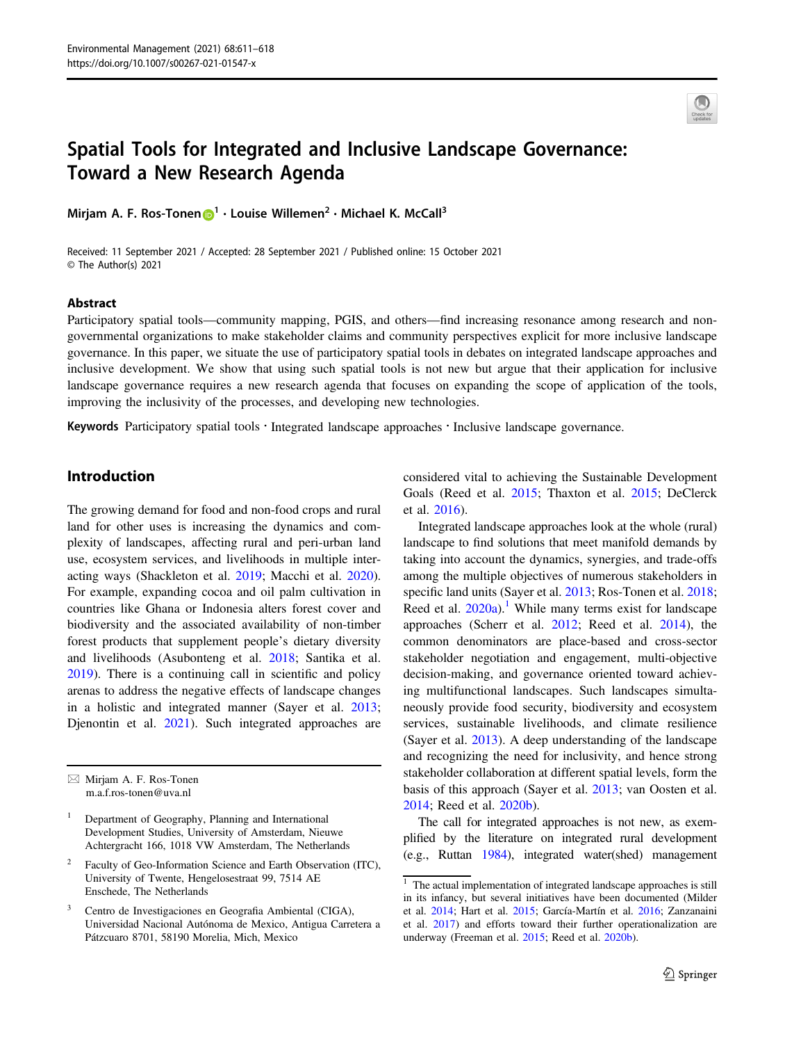# Spatial Tools for Integrated and Inclusive Landscape Governance: Toward a New Research Agenda

**Mirjam A. F. Ros-Tonen**[1] · **Louise Willemen**[2] · **Michael K. McCall**[3]

Received: 11 September 2021 / Accepted: 28 September 2021 / Published online: 15 October 2021
© The Author(s) 2021

## Abstract

Participatory spatial tools—community mapping, PGIS, and others—find increasing resonance among research and non-governmental organizations to make stakeholder claims and community perspectives explicit for more inclusive landscape governance. In this paper, we situate the use of participatory spatial tools in debates on integrated landscape approaches and inclusive development. We show that using such spatial tools is not new but argue that their application for inclusive landscape governance requires a new research agenda that focuses on expanding the scope of application of the tools, improving the inclusivity of the processes, and developing new technologies.

**Keywords** Participatory spatial tools · Integrated landscape approaches · Inclusive landscape governance.

## Introduction

The growing demand for food and non-food crops and rural land for other uses is increasing the dynamics and complexity of landscapes, affecting rural and peri-urban land use, ecosystem services, and livelihoods in multiple interacting ways (Shackleton et al. 2019; Macchi et al. 2020). For example, expanding cocoa and oil palm cultivation in countries like Ghana or Indonesia alters forest cover and biodiversity and the associated availability of non-timber forest products that supplement people's dietary diversity and livelihoods (Asubonteng et al. 2018; Santika et al. 2019). There is a continuing call in scientific and policy arenas to address the negative effects of landscape changes in a holistic and integrated manner (Sayer et al. 2013; Djenontin et al. 2021). Such integrated approaches are considered vital to achieving the Sustainable Development Goals (Reed et al. 2015; Thaxton et al. 2015; DeClerck et al. 2016).

Integrated landscape approaches look at the whole (rural) landscape to find solutions that meet manifold demands by taking into account the dynamics, synergies, and trade-offs among the multiple objectives of numerous stakeholders in specific land units (Sayer et al. 2013; Ros-Tonen et al. 2018; Reed et al. 2020a).[1] While many terms exist for landscape approaches (Scherr et al. 2012; Reed et al. 2014), the common denominators are place-based and cross-sector stakeholder negotiation and engagement, multi-objective decision-making, and governance oriented toward achieving multifunctional landscapes. Such landscapes simultaneously provide food security, biodiversity and ecosystem services, sustainable livelihoods, and climate resilience (Sayer et al. 2013). A deep understanding of the landscape and recognizing the need for inclusivity, and hence strong stakeholder collaboration at different spatial levels, form the basis of this approach (Sayer et al. 2013; van Oosten et al. 2014; Reed et al. 2020b).

The call for integrated approaches is not new, as exemplified by the literature on integrated rural development (e.g., Ruttan 1984), integrated water(shed) management

---

✉ Mirjam A. F. Ros-Tonen
m.a.f.ros-tonen@uva.nl

[1] Department of Geography, Planning and International Development Studies, University of Amsterdam, Nieuwe Achtergracht 166, 1018 VW Amsterdam, The Netherlands

[2] Faculty of Geo-Information Science and Earth Observation (ITC), University of Twente, Hengelosestraat 99, 7514 AE Enschede, The Netherlands

[3] Centro de Investigaciones en Geografia Ambiental (CIGA), Universidad Nacional Autónoma de Mexico, Antigua Carretera a Pátzcuaro 8701, 58190 Morelia, Mich, Mexico

[1] The actual implementation of integrated landscape approaches is still in its infancy, but several initiatives have been documented (Milder et al. 2014; Hart et al. 2015; García-Martín et al. 2016; Zanzanaini et al. 2017) and efforts toward their further operationalization are underway (Freeman et al. 2015; Reed et al. 2020b).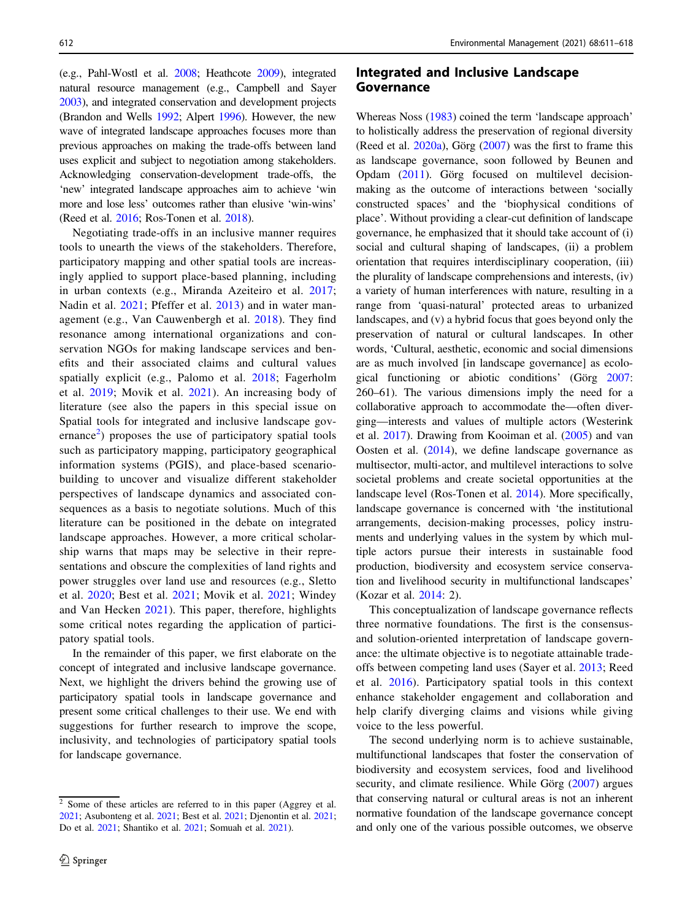(e.g., Pahl-Wostl et al. 2008; Heathcote 2009), integrated natural resource management (e.g., Campbell and Sayer 2003), and integrated conservation and development projects (Brandon and Wells 1992; Alpert 1996). However, the new wave of integrated landscape approaches focuses more than previous approaches on making the trade-offs between land uses explicit and subject to negotiation among stakeholders. Acknowledging conservation-development trade-offs, the 'new' integrated landscape approaches aim to achieve 'win more and lose less' outcomes rather than elusive 'win-wins' (Reed et al. 2016; Ros-Tonen et al. 2018).

Negotiating trade-offs in an inclusive manner requires tools to unearth the views of the stakeholders. Therefore, participatory mapping and other spatial tools are increasingly applied to support place-based planning, including in urban contexts (e.g., Miranda Azeiteiro et al. 2017; Nadin et al. 2021; Pfeffer et al. 2013) and in water management (e.g., Van Cauwenbergh et al. 2018). They find resonance among international organizations and conservation NGOs for making landscape services and benefits and their associated claims and cultural values spatially explicit (e.g., Palomo et al. 2018; Fagerholm et al. 2019; Movik et al. 2021). An increasing body of literature (see also the papers in this special issue on Spatial tools for integrated and inclusive landscape governance[2]) proposes the use of participatory spatial tools such as participatory mapping, participatory geographical information systems (PGIS), and place-based scenario-building to uncover and visualize different stakeholder perspectives of landscape dynamics and associated consequences as a basis to negotiate solutions. Much of this literature can be positioned in the debate on integrated landscape approaches. However, a more critical scholarship warns that maps may be selective in their representations and obscure the complexities of land rights and power struggles over land use and resources (e.g., Sletto et al. 2020; Best et al. 2021; Movik et al. 2021; Windey and Van Hecken 2021). This paper, therefore, highlights some critical notes regarding the application of participatory spatial tools.

In the remainder of this paper, we first elaborate on the concept of integrated and inclusive landscape governance. Next, we highlight the drivers behind the growing use of participatory spatial tools in landscape governance and present some critical challenges to their use. We end with suggestions for further research to improve the scope, inclusivity, and technologies of participatory spatial tools for landscape governance.

## Integrated and Inclusive Landscape Governance

Whereas Noss (1983) coined the term 'landscape approach' to holistically address the preservation of regional diversity (Reed et al. 2020a), Görg (2007) was the first to frame this as landscape governance, soon followed by Beunen and Opdam (2011). Görg focused on multilevel decision-making as the outcome of interactions between 'socially constructed spaces' and the 'biophysical conditions of place'. Without providing a clear-cut definition of landscape governance, he emphasized that it should take account of (i) social and cultural shaping of landscapes, (ii) a problem orientation that requires interdisciplinary cooperation, (iii) the plurality of landscape comprehensions and interests, (iv) a variety of human interferences with nature, resulting in a range from 'quasi-natural' protected areas to urbanized landscapes, and (v) a hybrid focus that goes beyond only the preservation of natural or cultural landscapes. In other words, 'Cultural, aesthetic, economic and social dimensions are as much involved [in landscape governance] as ecological functioning or abiotic conditions' (Görg 2007: 260–61). The various dimensions imply the need for a collaborative approach to accommodate the—often diverging—interests and values of multiple actors (Westerink et al. 2017). Drawing from Kooiman et al. (2005) and van Oosten et al. (2014), we define landscape governance as multisector, multi-actor, and multilevel interactions to solve societal problems and create societal opportunities at the landscape level (Ros-Tonen et al. 2014). More specifically, landscape governance is concerned with 'the institutional arrangements, decision-making processes, policy instruments and underlying values in the system by which multiple actors pursue their interests in sustainable food production, biodiversity and ecosystem service conservation and livelihood security in multifunctional landscapes' (Kozar et al. 2014: 2).

This conceptualization of landscape governance reflects three normative foundations. The first is the consensus- and solution-oriented interpretation of landscape governance: the ultimate objective is to negotiate attainable trade-offs between competing land uses (Sayer et al. 2013; Reed et al. 2016). Participatory spatial tools in this context enhance stakeholder engagement and collaboration and help clarify diverging claims and visions while giving voice to the less powerful.

The second underlying norm is to achieve sustainable, multifunctional landscapes that foster the conservation of biodiversity and ecosystem services, food and livelihood security, and climate resilience. While Görg (2007) argues that conserving natural or cultural areas is not an inherent normative foundation of the landscape governance concept and only one of the various possible outcomes, we observe

---

[2] Some of these articles are referred to in this paper (Aggrey et al. 2021; Asubonteng et al. 2021; Best et al. 2021; Djenontin et al. 2021; Do et al. 2021; Shantiko et al. 2021; Somuah et al. 2021).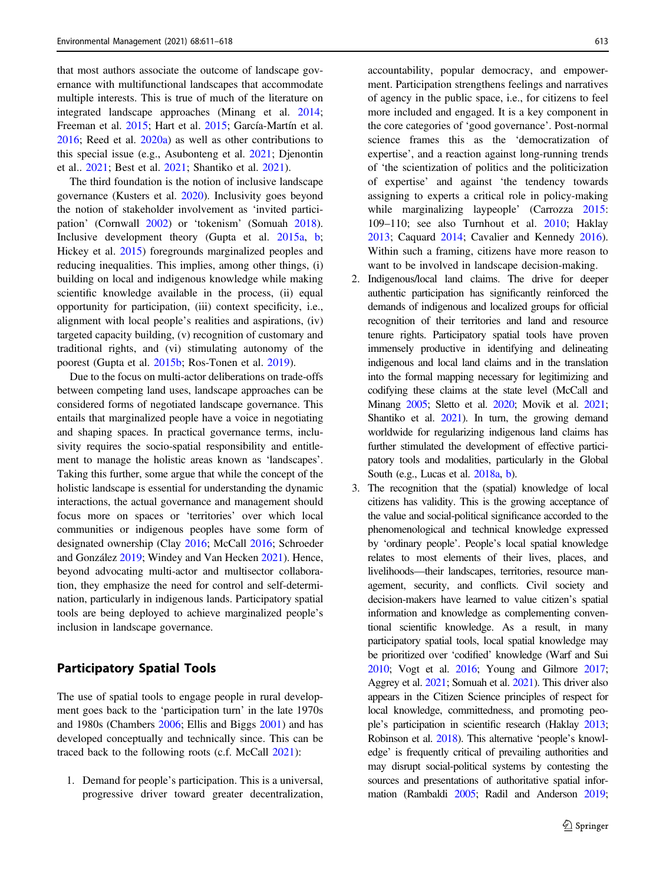that most authors associate the outcome of landscape governance with multifunctional landscapes that accommodate multiple interests. This is true of much of the literature on integrated landscape approaches (Minang et al. 2014; Freeman et al. 2015; Hart et al. 2015; García-Martín et al. 2016; Reed et al. 2020a) as well as other contributions to this special issue (e.g., Asubonteng et al. 2021; Djenontin et al.. 2021; Best et al. 2021; Shantiko et al. 2021).

The third foundation is the notion of inclusive landscape governance (Kusters et al. 2020). Inclusivity goes beyond the notion of stakeholder involvement as 'invited participation' (Cornwall 2002) or 'tokenism' (Somuah 2018). Inclusive development theory (Gupta et al. 2015a, b; Hickey et al. 2015) foregrounds marginalized peoples and reducing inequalities. This implies, among other things, (i) building on local and indigenous knowledge while making scientific knowledge available in the process, (ii) equal opportunity for participation, (iii) context specificity, i.e., alignment with local people's realities and aspirations, (iv) targeted capacity building, (v) recognition of customary and traditional rights, and (vi) stimulating autonomy of the poorest (Gupta et al. 2015b; Ros-Tonen et al. 2019).

Due to the focus on multi-actor deliberations on trade-offs between competing land uses, landscape approaches can be considered forms of negotiated landscape governance. This entails that marginalized people have a voice in negotiating and shaping spaces. In practical governance terms, inclusivity requires the socio-spatial responsibility and entitlement to manage the holistic areas known as 'landscapes'. Taking this further, some argue that while the concept of the holistic landscape is essential for understanding the dynamic interactions, the actual governance and management should focus more on spaces or 'territories' over which local communities or indigenous peoples have some form of designated ownership (Clay 2016; McCall 2016; Schroeder and González 2019; Windey and Van Hecken 2021). Hence, beyond advocating multi-actor and multisector collaboration, they emphasize the need for control and self-determination, particularly in indigenous lands. Participatory spatial tools are being deployed to achieve marginalized people's inclusion in landscape governance.

## Participatory Spatial Tools

The use of spatial tools to engage people in rural development goes back to the 'participation turn' in the late 1970s and 1980s (Chambers 2006; Ellis and Biggs 2001) and has developed conceptually and technically since. This can be traced back to the following roots (c.f. McCall 2021):

1. Demand for people's participation. This is a universal, progressive driver toward greater decentralization, accountability, popular democracy, and empowerment. Participation strengthens feelings and narratives of agency in the public space, i.e., for citizens to feel more included and engaged. It is a key component in the core categories of 'good governance'. Post-normal science frames this as the 'democratization of expertise', and a reaction against long-running trends of 'the scientization of politics and the politicization of expertise' and against 'the tendency towards assigning to experts a critical role in policy-making while marginalizing laypeople' (Carrozza 2015: 109–110; see also Turnhout et al. 2010; Haklay 2013; Caquard 2014; Cavalier and Kennedy 2016). Within such a framing, citizens have more reason to want to be involved in landscape decision-making.
2. Indigenous/local land claims. The drive for deeper authentic participation has significantly reinforced the demands of indigenous and localized groups for official recognition of their territories and land and resource tenure rights. Participatory spatial tools have proven immensely productive in identifying and delineating indigenous and local land claims and in the translation into the formal mapping necessary for legitimizing and codifying these claims at the state level (McCall and Minang 2005; Sletto et al. 2020; Movik et al. 2021; Shantiko et al. 2021). In turn, the growing demand worldwide for regularizing indigenous land claims has further stimulated the development of effective participatory tools and modalities, particularly in the Global South (e.g., Lucas et al. 2018a, b).
3. The recognition that the (spatial) knowledge of local citizens has validity. This is the growing acceptance of the value and social-political significance accorded to the phenomenological and technical knowledge expressed by 'ordinary people'. People's local spatial knowledge relates to most elements of their lives, places, and livelihoods—their landscapes, territories, resource management, security, and conflicts. Civil society and decision-makers have learned to value citizen's spatial information and knowledge as complementing conventional scientific knowledge. As a result, in many participatory spatial tools, local spatial knowledge may be prioritized over 'codified' knowledge (Warf and Sui 2010; Vogt et al. 2016; Young and Gilmore 2017; Aggrey et al. 2021; Somuah et al. 2021). This driver also appears in the Citizen Science principles of respect for local knowledge, committedness, and promoting people's participation in scientific research (Haklay 2013; Robinson et al. 2018). This alternative 'people's knowledge' is frequently critical of prevailing authorities and may disrupt social-political systems by contesting the sources and presentations of authoritative spatial information (Rambaldi 2005; Radil and Anderson 2019;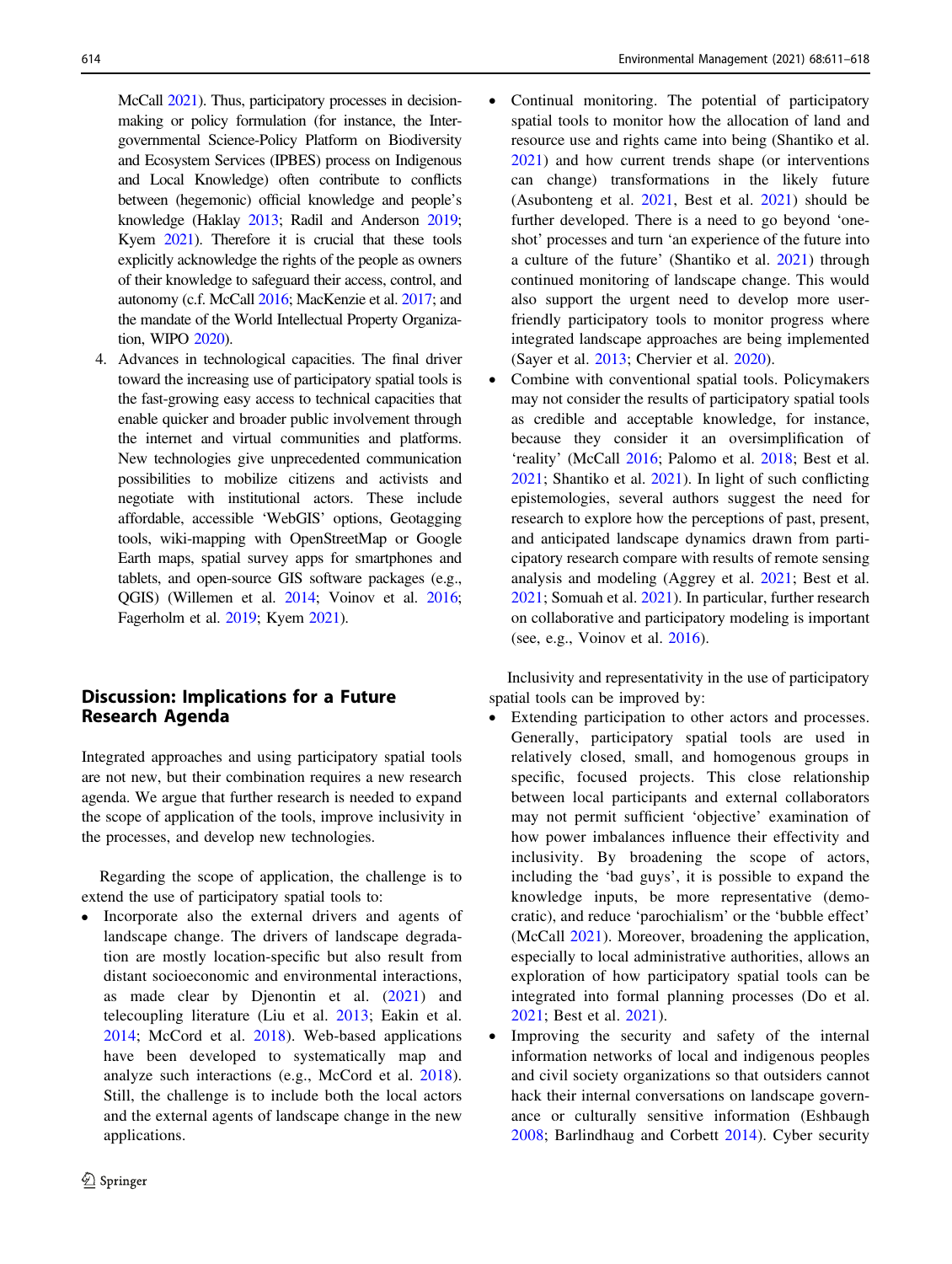McCall 2021). Thus, participatory processes in decision-making or policy formulation (for instance, the Intergovernmental Science-Policy Platform on Biodiversity and Ecosystem Services (IPBES) process on Indigenous and Local Knowledge) often contribute to conflicts between (hegemonic) official knowledge and people's knowledge (Haklay 2013; Radil and Anderson 2019; Kyem 2021). Therefore it is crucial that these tools explicitly acknowledge the rights of the people as owners of their knowledge to safeguard their access, control, and autonomy (c.f. McCall 2016; MacKenzie et al. 2017; and the mandate of the World Intellectual Property Organization, WIPO 2020).

4. Advances in technological capacities. The final driver toward the increasing use of participatory spatial tools is the fast-growing easy access to technical capacities that enable quicker and broader public involvement through the internet and virtual communities and platforms. New technologies give unprecedented communication possibilities to mobilize citizens and activists and negotiate with institutional actors. These include affordable, accessible 'WebGIS' options, Geotagging tools, wiki-mapping with OpenStreetMap or Google Earth maps, spatial survey apps for smartphones and tablets, and open-source GIS software packages (e.g., QGIS) (Willemen et al. 2014; Voinov et al. 2016; Fagerholm et al. 2019; Kyem 2021).

## Discussion: Implications for a Future Research Agenda

Integrated approaches and using participatory spatial tools are not new, but their combination requires a new research agenda. We argue that further research is needed to expand the scope of application of the tools, improve inclusivity in the processes, and develop new technologies.

Regarding the scope of application, the challenge is to extend the use of participatory spatial tools to:

- Incorporate also the external drivers and agents of landscape change. The drivers of landscape degradation are mostly location-specific but also result from distant socioeconomic and environmental interactions, as made clear by Djenontin et al. (2021) and telecoupling literature (Liu et al. 2013; Eakin et al. 2014; McCord et al. 2018). Web-based applications have been developed to systematically map and analyze such interactions (e.g., McCord et al. 2018). Still, the challenge is to include both the local actors and the external agents of landscape change in the new applications.
- Continual monitoring. The potential of participatory spatial tools to monitor how the allocation of land and resource use and rights came into being (Shantiko et al. 2021) and how current trends shape (or interventions can change) transformations in the likely future (Asubonteng et al. 2021, Best et al. 2021) should be further developed. There is a need to go beyond 'one-shot' processes and turn 'an experience of the future into a culture of the future' (Shantiko et al. 2021) through continued monitoring of landscape change. This would also support the urgent need to develop more user-friendly participatory tools to monitor progress where integrated landscape approaches are being implemented (Sayer et al. 2013; Chervier et al. 2020).
- Combine with conventional spatial tools. Policymakers may not consider the results of participatory spatial tools as credible and acceptable knowledge, for instance, because they consider it an oversimplification of 'reality' (McCall 2016; Palomo et al. 2018; Best et al. 2021; Shantiko et al. 2021). In light of such conflicting epistemologies, several authors suggest the need for research to explore how the perceptions of past, present, and anticipated landscape dynamics drawn from participatory research compare with results of remote sensing analysis and modeling (Aggrey et al. 2021; Best et al. 2021; Somuah et al. 2021). In particular, further research on collaborative and participatory modeling is important (see, e.g., Voinov et al. 2016).

Inclusivity and representativity in the use of participatory spatial tools can be improved by:

- Extending participation to other actors and processes. Generally, participatory spatial tools are used in relatively closed, small, and homogenous groups in specific, focused projects. This close relationship between local participants and external collaborators may not permit sufficient 'objective' examination of how power imbalances influence their effectivity and inclusivity. By broadening the scope of actors, including the 'bad guys', it is possible to expand the knowledge inputs, be more representative (democratic), and reduce 'parochialism' or the 'bubble effect' (McCall 2021). Moreover, broadening the application, especially to local administrative authorities, allows an exploration of how participatory spatial tools can be integrated into formal planning processes (Do et al. 2021; Best et al. 2021).
- Improving the security and safety of the internal information networks of local and indigenous peoples and civil society organizations so that outsiders cannot hack their internal conversations on landscape governance or culturally sensitive information (Eshbaugh 2008; Barlindhaug and Corbett 2014). Cyber security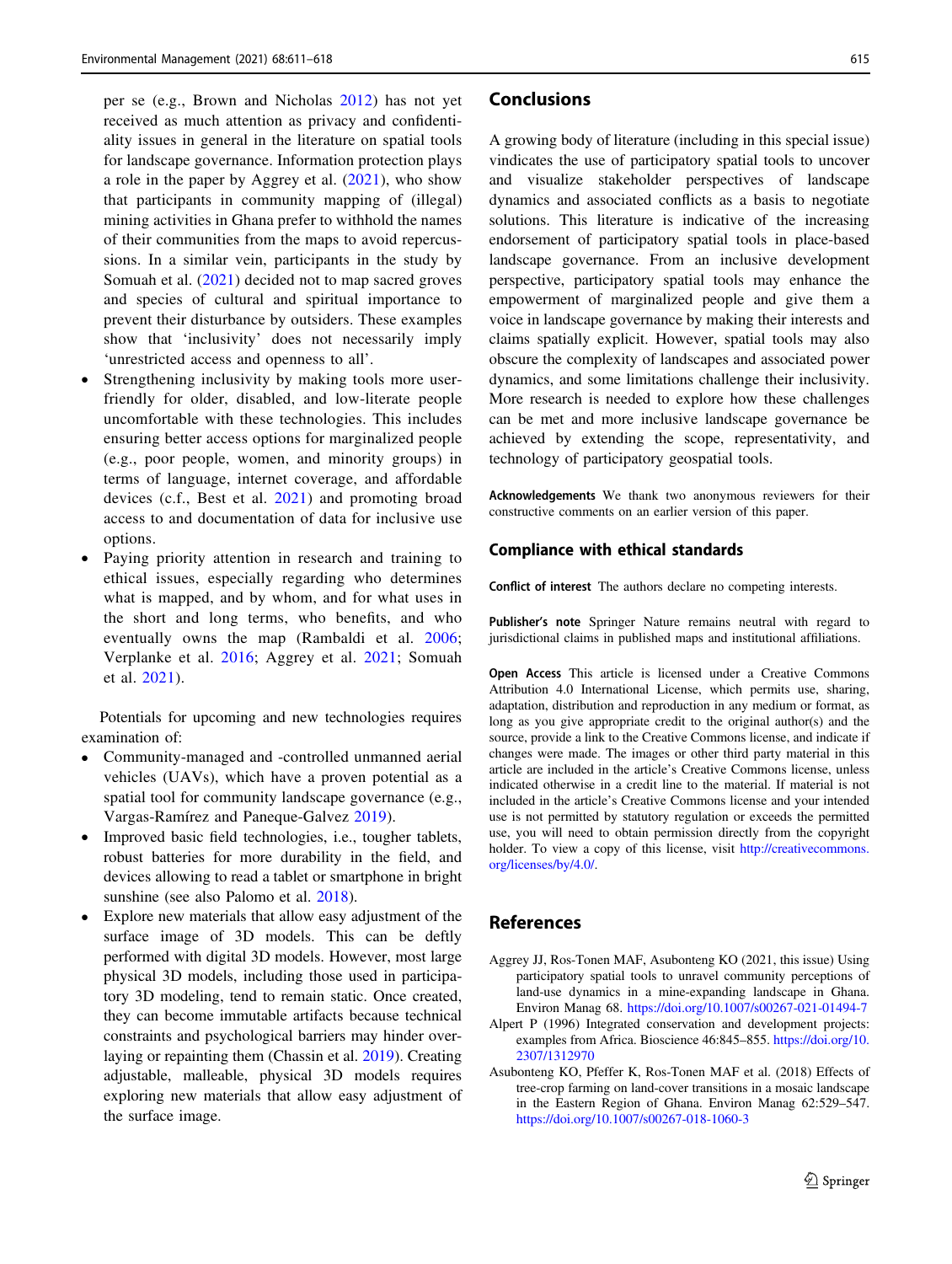per se (e.g., Brown and Nicholas 2012) has not yet received as much attention as privacy and confidentiality issues in general in the literature on spatial tools for landscape governance. Information protection plays a role in the paper by Aggrey et al. (2021), who show that participants in community mapping of (illegal) mining activities in Ghana prefer to withhold the names of their communities from the maps to avoid repercussions. In a similar vein, participants in the study by Somuah et al. (2021) decided not to map sacred groves and species of cultural and spiritual importance to prevent their disturbance by outsiders. These examples show that 'inclusivity' does not necessarily imply 'unrestricted access and openness to all'.

- Strengthening inclusivity by making tools more user-friendly for older, disabled, and low-literate people uncomfortable with these technologies. This includes ensuring better access options for marginalized people (e.g., poor people, women, and minority groups) in terms of language, internet coverage, and affordable devices (c.f., Best et al. 2021) and promoting broad access to and documentation of data for inclusive use options.
- Paying priority attention in research and training to ethical issues, especially regarding who determines what is mapped, and by whom, and for what uses in the short and long terms, who benefits, and who eventually owns the map (Rambaldi et al. 2006; Verplanke et al. 2016; Aggrey et al. 2021; Somuah et al. 2021).

Potentials for upcoming and new technologies requires examination of:

- Community-managed and -controlled unmanned aerial vehicles (UAVs), which have a proven potential as a spatial tool for community landscape governance (e.g., Vargas-Ramírez and Paneque-Galvez 2019).
- Improved basic field technologies, i.e., tougher tablets, robust batteries for more durability in the field, and devices allowing to read a tablet or smartphone in bright sunshine (see also Palomo et al. 2018).
- Explore new materials that allow easy adjustment of the surface image of 3D models. This can be deftly performed with digital 3D models. However, most large physical 3D models, including those used in participatory 3D modeling, tend to remain static. Once created, they can become immutable artifacts because technical constraints and psychological barriers may hinder overlaying or repainting them (Chassin et al. 2019). Creating adjustable, malleable, physical 3D models requires exploring new materials that allow easy adjustment of the surface image.

## Conclusions

A growing body of literature (including in this special issue) vindicates the use of participatory spatial tools to uncover and visualize stakeholder perspectives of landscape dynamics and associated conflicts as a basis to negotiate solutions. This literature is indicative of the increasing endorsement of participatory spatial tools in place-based landscape governance. From an inclusive development perspective, participatory spatial tools may enhance the empowerment of marginalized people and give them a voice in landscape governance by making their interests and claims spatially explicit. However, spatial tools may also obscure the complexity of landscapes and associated power dynamics, and some limitations challenge their inclusivity. More research is needed to explore how these challenges can be met and more inclusive landscape governance be achieved by extending the scope, representativity, and technology of participatory geospatial tools.

**Acknowledgements** We thank two anonymous reviewers for their constructive comments on an earlier version of this paper.

## Compliance with ethical standards

**Conflict of interest** The authors declare no competing interests.

**Publisher's note** Springer Nature remains neutral with regard to jurisdictional claims in published maps and institutional affiliations.

**Open Access** This article is licensed under a Creative Commons Attribution 4.0 International License, which permits use, sharing, adaptation, distribution and reproduction in any medium or format, as long as you give appropriate credit to the original author(s) and the source, provide a link to the Creative Commons license, and indicate if changes were made. The images or other third party material in this article are included in the article's Creative Commons license, unless indicated otherwise in a credit line to the material. If material is not included in the article's Creative Commons license and your intended use is not permitted by statutory regulation or exceeds the permitted use, you will need to obtain permission directly from the copyright holder. To view a copy of this license, visit http://creativecommons.org/licenses/by/4.0/.

## References

Aggrey JJ, Ros-Tonen MAF, Asubonteng KO (2021, this issue) Using participatory spatial tools to unravel community perceptions of land-use dynamics in a mine-expanding landscape in Ghana. Environ Manag 68. https://doi.org/10.1007/s00267-021-01494-7

Alpert P (1996) Integrated conservation and development projects: examples from Africa. Bioscience 46:845–855. https://doi.org/10.2307/1312970

Asubonteng KO, Pfeffer K, Ros-Tonen MAF et al. (2018) Effects of tree-crop farming on land-cover transitions in a mosaic landscape in the Eastern Region of Ghana. Environ Manag 62:529–547. https://doi.org/10.1007/s00267-018-1060-3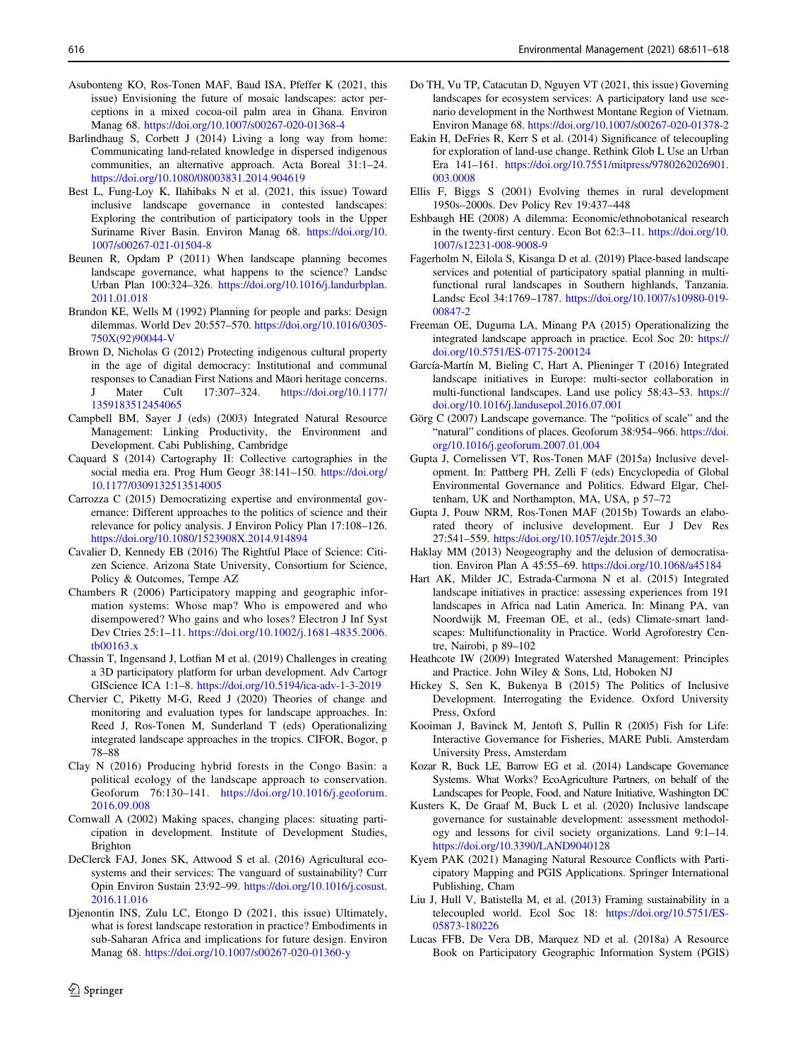Asubonteng KO, Ros-Tonen MAF, Baud ISA, Pfeffer K (2021, this issue) Envisioning the future of mosaic landscapes: actor perceptions in a mixed cocoa-oil palm area in Ghana. Environ Manag 68. https://doi.org/10.1007/s00267-020-01368-4

Barlindhaug S, Corbett J (2014) Living a long way from home: Communicating land-related knowledge in dispersed indigenous communities, an alternative approach. Acta Boreal 31:1–24. https://doi.org/10.1080/08003831.2014.904619

Best L, Fung-Loy K, Ilahibaks N et al. (2021, this issue) Toward inclusive landscape governance in contested landscapes: Exploring the contribution of participatory tools in the Upper Suriname River Basin. Environ Manag 68. https://doi.org/10.1007/s00267-021-01504-8

Beunen R, Opdam P (2011) When landscape planning becomes landscape governance, what happens to the science? Landsc Urban Plan 100:324–326. https://doi.org/10.1016/j.landurbplan.2011.01.018

Brandon KE, Wells M (1992) Planning for people and parks: Design dilemmas. World Dev 20:557–570. https://doi.org/10.1016/0305-750X(92)90044-V

Brown D, Nicholas G (2012) Protecting indigenous cultural property in the age of digital democracy: Institutional and communal responses to Canadian First Nations and Māori heritage concerns. J Mater Cult 17:307–324. https://doi.org/10.1177/1359183512454065

Campbell BM, Sayer J (eds) (2003) Integrated Natural Resource Management: Linking Productivity, the Environment and Development. Cabi Publishing, Cambridge

Caquard S (2014) Cartography II: Collective cartographies in the social media era. Prog Hum Geogr 38:141–150. https://doi.org/10.1177/0309132513514005

Carrozza C (2015) Democratizing expertise and environmental governance: Different approaches to the politics of science and their relevance for policy analysis. J Environ Policy Plan 17:108–126. https://doi.org/10.1080/1523908X.2014.914894

Cavalier D, Kennedy EB (2016) The Rightful Place of Science: Citizen Science. Arizona State University, Consortium for Science, Policy & Outcomes, Tempe AZ

Chambers R (2006) Participatory mapping and geographic information systems: Whose map? Who is empowered and who disempowered? Who gains and who loses? Electron J Inf Syst Dev Ctries 25:1–11. https://doi.org/10.1002/j.1681-4835.2006.tb00163.x

Chassin T, Ingensand J, Lotfian M et al. (2019) Challenges in creating a 3D participatory platform for urban development. Adv Cartogr GIScience ICA 1:1–8. https://doi.org/10.5194/ica-adv-1-3-2019

Chervier C, Piketty M-G, Reed J (2020) Theories of change and monitoring and evaluation types for landscape approaches. In: Reed J, Ros-Tonen M, Sunderland T (eds) Operationalizing integrated landscape approaches in the tropics. CIFOR, Bogor, p 78–88

Clay N (2016) Producing hybrid forests in the Congo Basin: a political ecology of the landscape approach to conservation. Geoforum 76:130–141. https://doi.org/10.1016/j.geoforum.2016.09.008

Cornwall A (2002) Making spaces, changing places: situating participation in development. Institute of Development Studies, Brighton

DeClerck FAJ, Jones SK, Attwood S et al. (2016) Agricultural ecosystems and their services: The vanguard of sustainability? Curr Opin Environ Sustain 23:92–99. https://doi.org/10.1016/j.cosust.2016.11.016

Djenontin INS, Zulu LC, Etongo D (2021, this issue) Ultimately, what is forest landscape restoration in practice? Embodiments in sub-Saharan Africa and implications for future design. Environ Manag 68. https://doi.org/10.1007/s00267-020-01360-y

Do TH, Vu TP, Catacutan D, Nguyen VT (2021, this issue) Governing landscapes for ecosystem services: A participatory land use scenario development in the Northwest Montane Region of Vietnam. Environ Manage 68. https://doi.org/10.1007/s00267-020-01378-2

Eakin H, DeFries R, Kerr S et al. (2014) Significance of telecoupling for exploration of land-use change. Rethink Glob L Use an Urban Era 141–161. https://doi.org/10.7551/mitpress/9780262026901.003.0008

Ellis F, Biggs S (2001) Evolving themes in rural development 1950s–2000s. Dev Policy Rev 19:437–448

Eshbaugh HE (2008) A dilemma: Economic/ethnobotanical research in the twenty-first century. Econ Bot 62:3–11. https://doi.org/10.1007/s12231-008-9008-9

Fagerholm N, Eilola S, Kisanga D et al. (2019) Place-based landscape services and potential of participatory spatial planning in multifunctional rural landscapes in Southern highlands, Tanzania. Landsc Ecol 34:1769–1787. https://doi.org/10.1007/s10980-019-00847-2

Freeman OE, Duguma LA, Minang PA (2015) Operationalizing the integrated landscape approach in practice. Ecol Soc 20: https://doi.org/10.5751/ES-07175-200124

García-Martín M, Bieling C, Hart A, Plieninger T (2016) Integrated landscape initiatives in Europe: multi-sector collaboration in multi-functional landscapes. Land use policy 58:43–53. https://doi.org/10.1016/j.landusepol.2016.07.001

Görg C (2007) Landscape governance. The "politics of scale" and the "natural" conditions of places. Geoforum 38:954–966. https://doi.org/10.1016/j.geoforum.2007.01.004

Gupta J, Cornelissen VT, Ros-Tonen MAF (2015a) Inclusive development. In: Pattberg PH, Zelli F (eds) Encyclopedia of Global Environmental Governance and Politics. Edward Elgar, Cheltenham, UK and Northampton, MA, USA, p 57–72

Gupta J, Pouw NRM, Ros-Tonen MAF (2015b) Towards an elaborated theory of inclusive development. Eur J Dev Res 27:541–559. https://doi.org/10.1057/ejdr.2015.30

Haklay MM (2013) Neogeography and the delusion of democratisation. Environ Plan A 45:55–69. https://doi.org/10.1068/a45184

Hart AK, Milder JC, Estrada-Carmona N et al. (2015) Integrated landscape initiatives in practice: assessing experiences from 191 landscapes in Africa nad Latin America. In: Minang PA, van Noordwijk M, Freeman OE, et al., (eds) Climate-smart landscapes: Multifunctionality in Practice. World Agroforestry Centre, Nairobi, p 89–102

Heathcote IW (2009) Integrated Watershed Management: Principles and Practice. John Wiley & Sons, Ltd, Hoboken NJ

Hickey S, Sen K, Bukenya B (2015) The Politics of Inclusive Development. Interrogating the Evidence. Oxford University Press, Oxford

Kooiman J, Bavinck M, Jentoft S, Pullin R (2005) Fish for Life: Interactive Governance for Fisheries, MARE Publi. Amsterdam University Press, Amsterdam

Kozar R, Buck LE, Barrow EG et al. (2014) Landscape Governance Systems. What Works? EcoAgriculture Partners, on behalf of the Landscapes for People, Food, and Nature Initiative, Washington DC

Kusters K, De Graaf M, Buck L et al. (2020) Inclusive landscape governance for sustainable development: assessment methodology and lessons for civil society organizations. Land 9:1–14. https://doi.org/10.3390/LAND9040128

Kyem PAK (2021) Managing Natural Resource Conflicts with Participatory Mapping and PGIS Applications. Springer International Publishing, Cham

Liu J, Hull V, Batistella M, et al. (2013) Framing sustainability in a telecoupled world. Ecol Soc 18: https://doi.org/10.5751/ES-05873-180226

Lucas FFB, De Vera DB, Marquez ND et al. (2018a) A Resource Book on Participatory Geographic Information System (PGIS)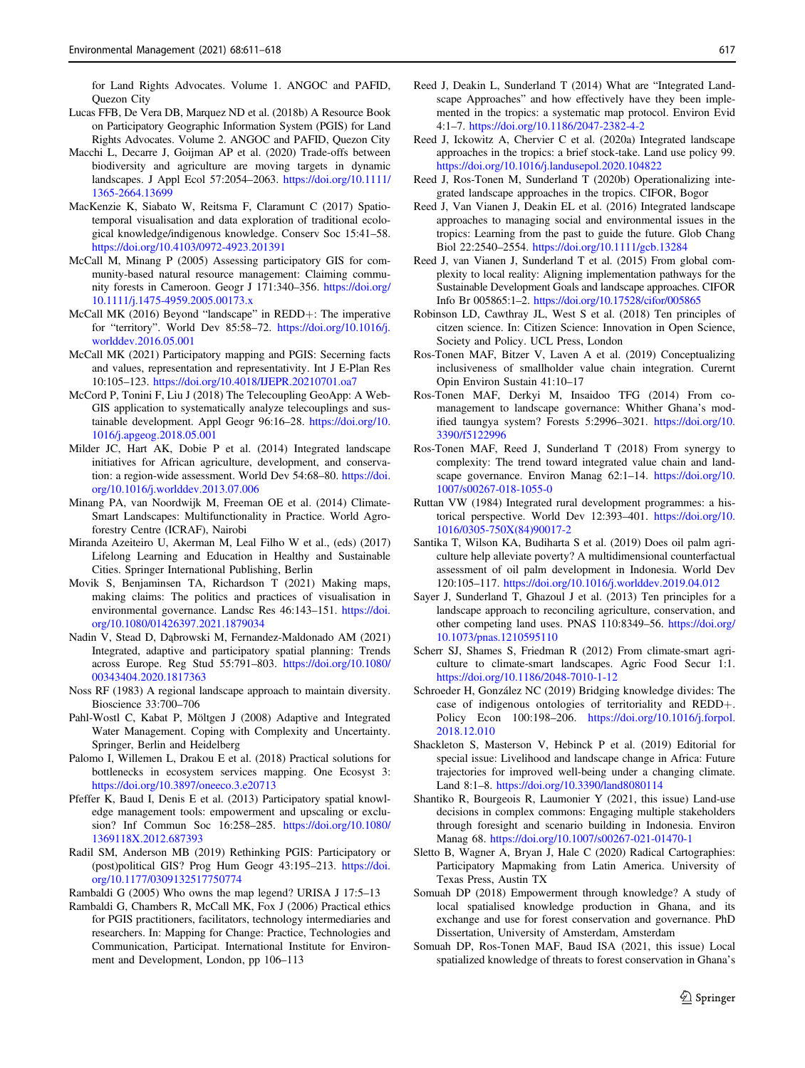for Land Rights Advocates. Volume 1. ANGOC and PAFID, Quezon City

Lucas FFB, De Vera DB, Marquez ND et al. (2018b) A Resource Book on Participatory Geographic Information System (PGIS) for Land Rights Advocates. Volume 2. ANGOC and PAFID, Quezon City

Macchi L, Decarre J, Goijman AP et al. (2020) Trade-offs between biodiversity and agriculture are moving targets in dynamic landscapes. J Appl Ecol 57:2054–2063. https://doi.org/10.1111/1365-2664.13699

MacKenzie K, Siabato W, Reitsma F, Claramunt C (2017) Spatio-temporal visualisation and data exploration of traditional ecological knowledge/indigenous knowledge. Conserv Soc 15:41–58. https://doi.org/10.4103/0972-4923.201391

McCall M, Minang P (2005) Assessing participatory GIS for community-based natural resource management: Claiming community forests in Cameroon. Geogr J 171:340–356. https://doi.org/10.1111/j.1475-4959.2005.00173.x

McCall MK (2016) Beyond "landscape" in REDD+: The imperative for "territory". World Dev 85:58–72. https://doi.org/10.1016/j.worlddev.2016.05.001

McCall MK (2021) Participatory mapping and PGIS: Secerning facts and values, representation and representativity. Int J E-Plan Res 10:105–123. https://doi.org/10.4018/IJEPR.20210701.oa7

McCord P, Tonini F, Liu J (2018) The Telecoupling GeoApp: A Web-GIS application to systematically analyze telecouplings and sustainable development. Appl Geogr 96:16–28. https://doi.org/10.1016/j.apgeog.2018.05.001

Milder JC, Hart AK, Dobie P et al. (2014) Integrated landscape initiatives for African agriculture, development, and conservation: a region-wide assessment. World Dev 54:68–80. https://doi.org/10.1016/j.worlddev.2013.07.006

Minang PA, van Noordwijk M, Freeman OE et al. (2014) Climate-Smart Landscapes: Multifunctionality in Practice. World Agroforestry Centre (ICRAF), Nairobi

Miranda Azeiteiro U, Akerman M, Leal Filho W et al., (eds) (2017) Lifelong Learning and Education in Healthy and Sustainable Cities. Springer International Publishing, Berlin

Movik S, Benjaminsen TA, Richardson T (2021) Making maps, making claims: The politics and practices of visualisation in environmental governance. Landsc Res 46:143–151. https://doi.org/10.1080/01426397.2021.1879034

Nadin V, Stead D, Dąbrowski M, Fernandez-Maldonado AM (2021) Integrated, adaptive and participatory spatial planning: Trends across Europe. Reg Stud 55:791–803. https://doi.org/10.1080/00343404.2020.1817363

Noss RF (1983) A regional landscape approach to maintain diversity. Bioscience 33:700–706

Pahl-Wostl C, Kabat P, Möltgen J (2008) Adaptive and Integrated Water Management. Coping with Complexity and Uncertainty. Springer, Berlin and Heidelberg

Palomo I, Willemen L, Drakou E et al. (2018) Practical solutions for bottlenecks in ecosystem services mapping. One Ecosyst 3: https://doi.org/10.3897/oneeco.3.e20713

Pfeffer K, Baud I, Denis E et al. (2013) Participatory spatial knowledge management tools: empowerment and upscaling or exclusion? Inf Commun Soc 16:258–285. https://doi.org/10.1080/1369118X.2012.687393

Radil SM, Anderson MB (2019) Rethinking PGIS: Participatory or (post)political GIS? Prog Hum Geogr 43:195–213. https://doi.org/10.1177/0309132517750774

Rambaldi G (2005) Who owns the map legend? URISA J 17:5–13

Rambaldi G, Chambers R, McCall MK, Fox J (2006) Practical ethics for PGIS practitioners, facilitators, technology intermediaries and researchers. In: Mapping for Change: Practice, Technologies and Communication, Participat. International Institute for Environment and Development, London, pp 106–113

Reed J, Deakin L, Sunderland T (2014) What are "Integrated Landscape Approaches" and how effectively have they been implemented in the tropics: a systematic map protocol. Environ Evid 4:1–7. https://doi.org/10.1186/2047-2382-4-2

Reed J, Ickowitz A, Chervier C et al. (2020a) Integrated landscape approaches in the tropics: a brief stock-take. Land use policy 99. https://doi.org/10.1016/j.landusepol.2020.104822

Reed J, Ros-Tonen M, Sunderland T (2020b) Operationalizing integrated landscape approaches in the tropics. CIFOR, Bogor

Reed J, Van Vianen J, Deakin EL et al. (2016) Integrated landscape approaches to managing social and environmental issues in the tropics: Learning from the past to guide the future. Glob Chang Biol 22:2540–2554. https://doi.org/10.1111/gcb.13284

Reed J, van Vianen J, Sunderland T et al. (2015) From global complexity to local reality: Aligning implementation pathways for the Sustainable Development Goals and landscape approaches. CIFOR Info Br 005865:1–2. https://doi.org/10.17528/cifor/005865

Robinson LD, Cawthray JL, West S et al. (2018) Ten principles of citzen science. In: Citizen Science: Innovation in Open Science, Society and Policy. UCL Press, London

Ros-Tonen MAF, Bitzer V, Laven A et al. (2019) Conceptualizing inclusiveness of smallholder value chain integration. Curernt Opin Environ Sustain 41:10–17

Ros-Tonen MAF, Derkyi M, Insaidoo TFG (2014) From co-management to landscape governance: Whither Ghana's modified taungya system? Forests 5:2996–3021. https://doi.org/10.3390/f5122996

Ros-Tonen MAF, Reed J, Sunderland T (2018) From synergy to complexity: The trend toward integrated value chain and landscape governance. Environ Manag 62:1–14. https://doi.org/10.1007/s00267-018-1055-0

Ruttan VW (1984) Integrated rural development programmes: a historical perspective. World Dev 12:393–401. https://doi.org/10.1016/0305-750X(84)90017-2

Santika T, Wilson KA, Budiharta S et al. (2019) Does oil palm agriculture help alleviate poverty? A multidimensional counterfactual assessment of oil palm development in Indonesia. World Dev 120:105–117. https://doi.org/10.1016/j.worlddev.2019.04.012

Sayer J, Sunderland T, Ghazoul J et al. (2013) Ten principles for a landscape approach to reconciling agriculture, conservation, and other competing land uses. PNAS 110:8349–56. https://doi.org/10.1073/pnas.1210595110

Scherr SJ, Shames S, Friedman R (2012) From climate-smart agriculture to climate-smart landscapes. Agric Food Secur 1:1. https://doi.org/10.1186/2048-7010-1-12

Schroeder H, González NC (2019) Bridging knowledge divides: The case of indigenous ontologies of territoriality and REDD+. Policy Econ 100:198–206. https://doi.org/10.1016/j.forpol.2018.12.010

Shackleton S, Masterson V, Hebinck P et al. (2019) Editorial for special issue: Livelihood and landscape change in Africa: Future trajectories for improved well-being under a changing climate. Land 8:1–8. https://doi.org/10.3390/land8080114

Shantiko R, Bourgeois R, Laumonier Y (2021, this issue) Land-use decisions in complex commons: Engaging multiple stakeholders through foresight and scenario building in Indonesia. Environ Manag 68. https://doi.org/10.1007/s00267-021-01470-1

Sletto B, Wagner A, Bryan J, Hale C (2020) Radical Cartographies: Participatory Mapmaking from Latin America. University of Texas Press, Austin TX

Somuah DP (2018) Empowerment through knowledge? A study of local spatialised knowledge production in Ghana, and its exchange and use for forest conservation and governance. PhD Dissertation, University of Amsterdam, Amsterdam

Somuah DP, Ros-Tonen MAF, Baud ISA (2021, this issue) Local spatialized knowledge of threats to forest conservation in Ghana's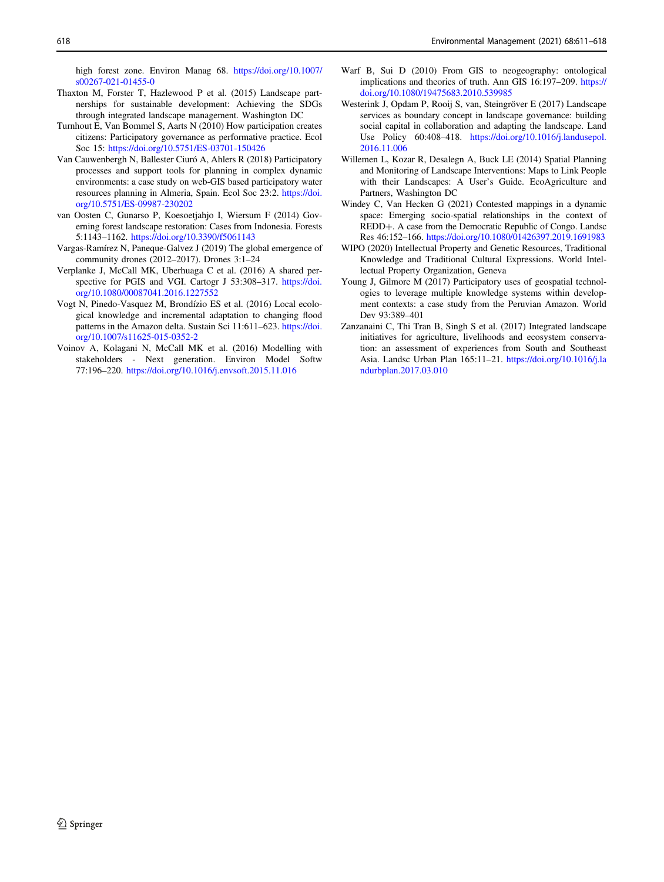high forest zone. Environ Manag 68. https://doi.org/10.1007/s00267-021-01455-0

Thaxton M, Forster T, Hazlewood P et al. (2015) Landscape partnerships for sustainable development: Achieving the SDGs through integrated landscape management. Washington DC

Turnhout E, Van Bommel S, Aarts N (2010) How participation creates citizens: Participatory governance as performative practice. Ecol Soc 15: https://doi.org/10.5751/ES-03701-150426

Van Cauwenbergh N, Ballester Ciuró A, Ahlers R (2018) Participatory processes and support tools for planning in complex dynamic environments: a case study on web-GIS based participatory water resources planning in Almeria, Spain. Ecol Soc 23:2. https://doi.org/10.5751/ES-09987-230202

van Oosten C, Gunarso P, Koesoetjahjo I, Wiersum F (2014) Governing forest landscape restoration: Cases from Indonesia. Forests 5:1143–1162. https://doi.org/10.3390/f5061143

Vargas-Ramírez N, Paneque-Galvez J (2019) The global emergence of community drones (2012–2017). Drones 3:1–24

Verplanke J, McCall MK, Uberhuaga C et al. (2016) A shared perspective for PGIS and VGI. Cartogr J 53:308–317. https://doi.org/10.1080/00087041.2016.1227552

Vogt N, Pinedo-Vasquez M, Brondízio ES et al. (2016) Local ecological knowledge and incremental adaptation to changing flood patterns in the Amazon delta. Sustain Sci 11:611–623. https://doi.org/10.1007/s11625-015-0352-2

Voinov A, Kolagani N, McCall MK et al. (2016) Modelling with stakeholders - Next generation. Environ Model Softw 77:196–220. https://doi.org/10.1016/j.envsoft.2015.11.016

Warf B, Sui D (2010) From GIS to neogeography: ontological implications and theories of truth. Ann GIS 16:197–209. https://doi.org/10.1080/19475683.2010.539985

Westerink J, Opdam P, Rooij S, van, Steingröver E (2017) Landscape services as boundary concept in landscape governance: building social capital in collaboration and adapting the landscape. Land Use Policy 60:408–418. https://doi.org/10.1016/j.landusepol.2016.11.006

Willemen L, Kozar R, Desalegn A, Buck LE (2014) Spatial Planning and Monitoring of Landscape Interventions: Maps to Link People with their Landscapes: A User's Guide. EcoAgriculture and Partners, Washington DC

Windey C, Van Hecken G (2021) Contested mappings in a dynamic space: Emerging socio-spatial relationships in the context of REDD+. A case from the Democratic Republic of Congo. Landsc Res 46:152–166. https://doi.org/10.1080/01426397.2019.1691983

WIPO (2020) Intellectual Property and Genetic Resources, Traditional Knowledge and Traditional Cultural Expressions. World Intellectual Property Organization, Geneva

Young J, Gilmore M (2017) Participatory uses of geospatial technologies to leverage multiple knowledge systems within development contexts: a case study from the Peruvian Amazon. World Dev 93:389–401

Zanzanaini C, Thi Tran B, Singh S et al. (2017) Integrated landscape initiatives for agriculture, livelihoods and ecosystem conservation: an assessment of experiences from South and Southeast Asia. Landsc Urban Plan 165:11–21. https://doi.org/10.1016/j.landurbplan.2017.03.010